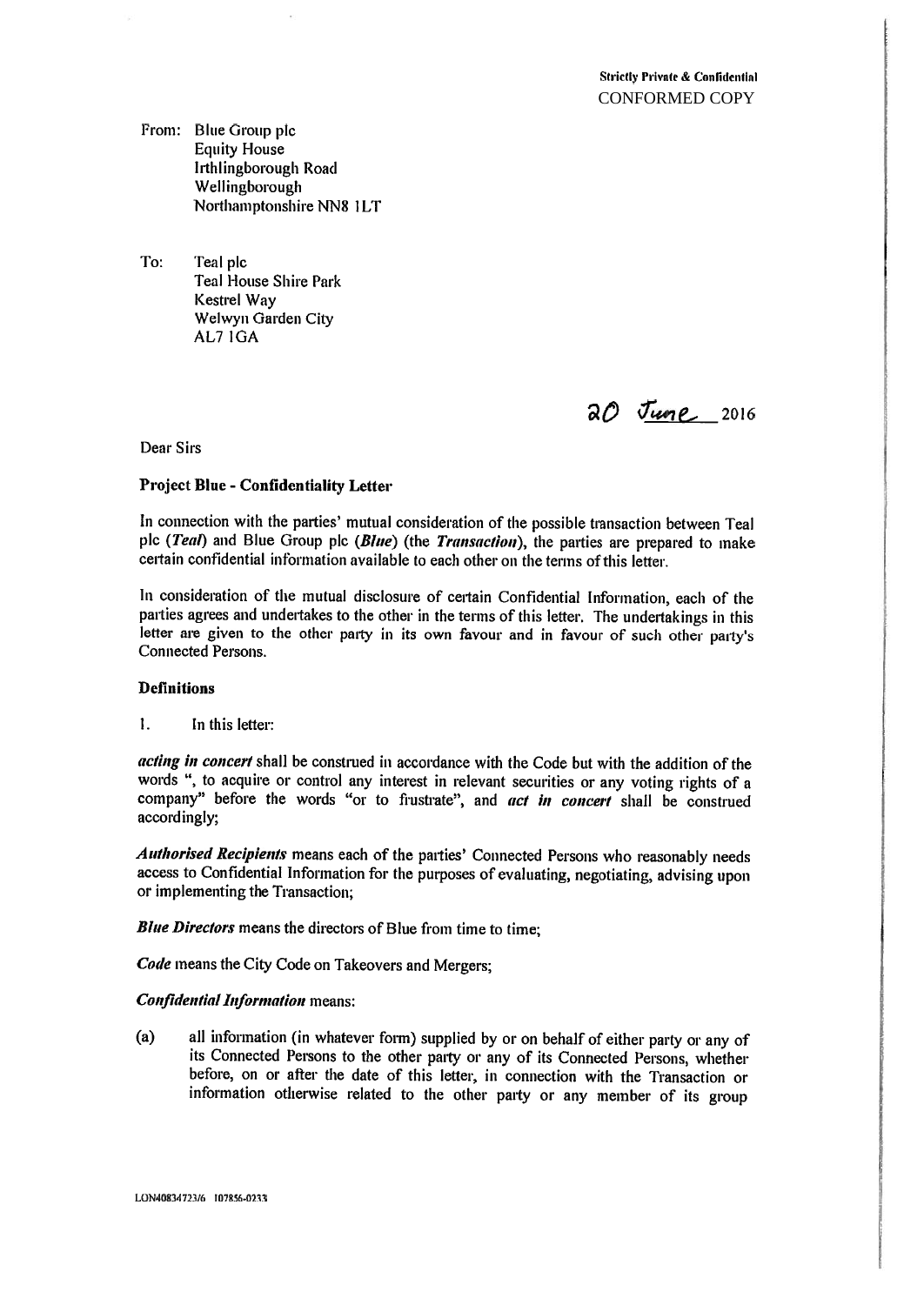**Strictly Private & Confidential**
CONFORMED COPY

From: Blue Group plc
Equity House
Irthlingborough Road
Wellingborough
Northamptonshire NN8 1LT

To: Teal plc
Teal House Shire Park
Kestrel Way
Welwyn Garden City
AL7 1GA

20 June 2016

Dear Sirs

**Project Blue - Confidentiality Letter**

In connection with the parties' mutual consideration of the possible transaction between Teal plc (***Teal***) and Blue Group plc (***Blue***) (the ***Transaction***), the parties are prepared to make certain confidential information available to each other on the terms of this letter.

In consideration of the mutual disclosure of certain Confidential Information, each of the parties agrees and undertakes to the other in the terms of this letter. The undertakings in this letter are given to the other party in its own favour and in favour of such other party's Connected Persons.

**Definitions**

1. In this letter:

***acting in concert*** shall be construed in accordance with the Code but with the addition of the words ", to acquire or control any interest in relevant securities or any voting rights of a company" before the words "or to frustrate", and ***act in concert*** shall be construed accordingly;

***Authorised Recipients*** means each of the parties' Connected Persons who reasonably needs access to Confidential Information for the purposes of evaluating, negotiating, advising upon or implementing the Transaction;

***Blue Directors*** means the directors of Blue from time to time;

***Code*** means the City Code on Takeovers and Mergers;

***Confidential Information*** means:

(a) all information (in whatever form) supplied by or on behalf of either party or any of its Connected Persons to the other party or any of its Connected Persons, whether before, on or after the date of this letter, in connection with the Transaction or information otherwise related to the other party or any member of its group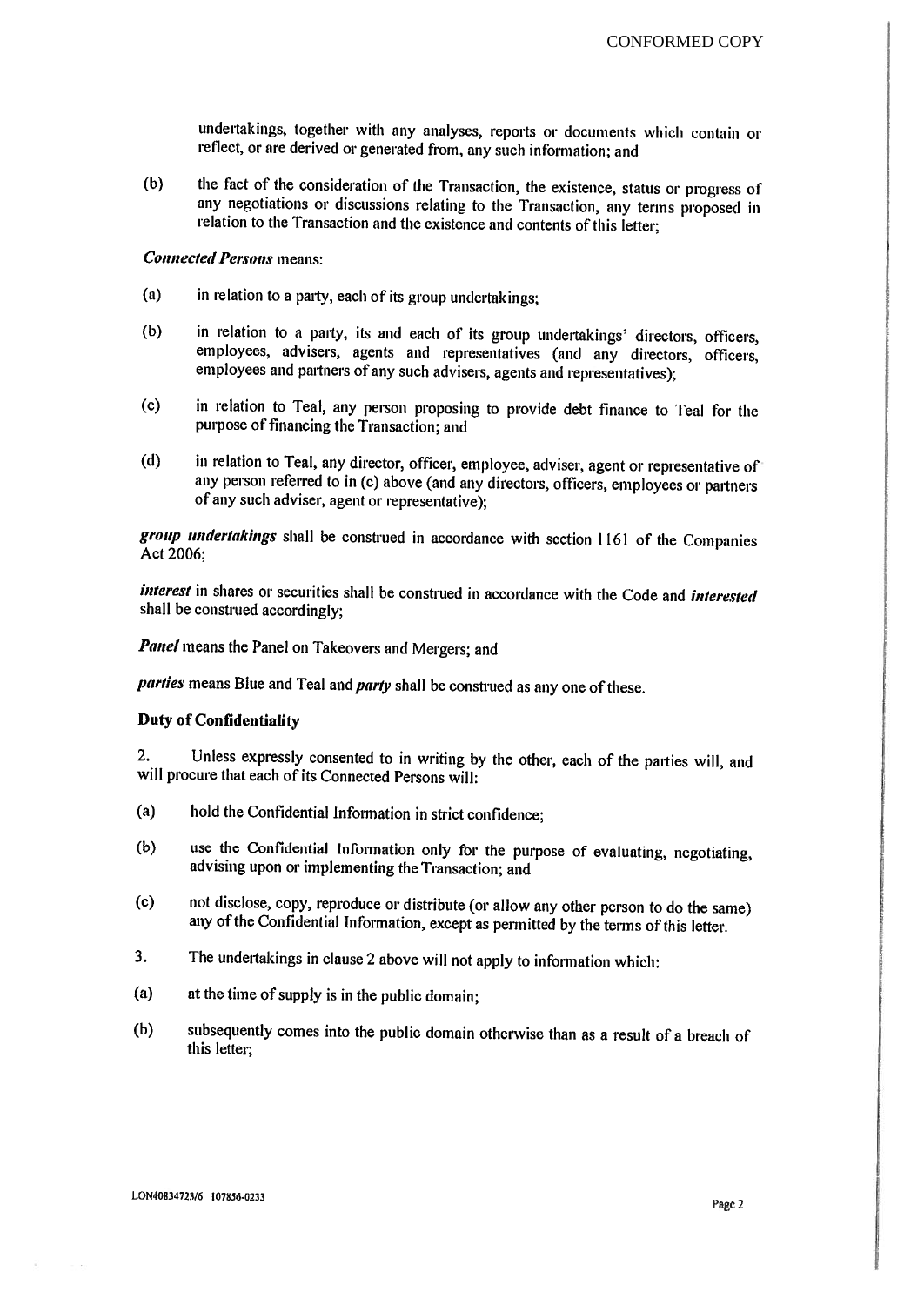undertakings, together with any analyses, reports or documents which contain or reflect, or are derived or generated from, any such information; and

(b) the fact of the consideration of the Transaction, the existence, status or progress of any negotiations or discussions relating to the Transaction, any terms proposed in relation to the Transaction and the existence and contents of this letter;

***Connected Persons*** means:

(a) in relation to a party, each of its group undertakings;

(b) in relation to a party, its and each of its group undertakings' directors, officers, employees, advisers, agents and representatives (and any directors, officers, employees and partners of any such advisers, agents and representatives);

(c) in relation to Teal, any person proposing to provide debt finance to Teal for the purpose of financing the Transaction; and

(d) in relation to Teal, any director, officer, employee, adviser, agent or representative of any person referred to in (c) above (and any directors, officers, employees or partners of any such adviser, agent or representative);

***group undertakings*** shall be construed in accordance with section 1161 of the Companies Act 2006;

***interest*** in shares or securities shall be construed in accordance with the Code and ***interested*** shall be construed accordingly;

***Panel*** means the Panel on Takeovers and Mergers; and

***parties*** means Blue and Teal and ***party*** shall be construed as any one of these.

**Duty of Confidentiality**

2. Unless expressly consented to in writing by the other, each of the parties will, and will procure that each of its Connected Persons will:

(a) hold the Confidential Information in strict confidence;

(b) use the Confidential Information only for the purpose of evaluating, negotiating, advising upon or implementing the Transaction; and

(c) not disclose, copy, reproduce or distribute (or allow any other person to do the same) any of the Confidential Information, except as permitted by the terms of this letter.

3. The undertakings in clause 2 above will not apply to information which:

(a) at the time of supply is in the public domain;

(b) subsequently comes into the public domain otherwise than as a result of a breach of this letter;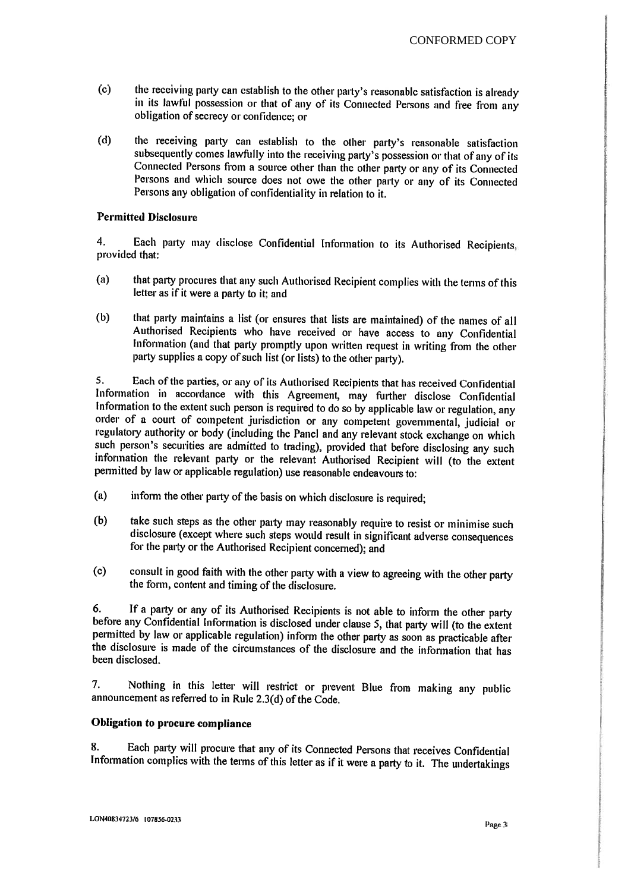(c) the receiving party can establish to the other party's reasonable satisfaction is already in its lawful possession or that of any of its Connected Persons and free from any obligation of secrecy or confidence; or

(d) the receiving party can establish to the other party's reasonable satisfaction subsequently comes lawfully into the receiving party's possession or that of any of its Connected Persons from a source other than the other party or any of its Connected Persons and which source does not owe the other party or any of its Connected Persons any obligation of confidentiality in relation to it.

**Permitted Disclosure**

4. Each party may disclose Confidential Information to its Authorised Recipients, provided that:

(a) that party procures that any such Authorised Recipient complies with the terms of this letter as if it were a party to it; and

(b) that party maintains a list (or ensures that lists are maintained) of the names of all Authorised Recipients who have received or have access to any Confidential Information (and that party promptly upon written request in writing from the other party supplies a copy of such list (or lists) to the other party).

5. Each of the parties, or any of its Authorised Recipients that has received Confidential Information in accordance with this Agreement, may further disclose Confidential Information to the extent such person is required to do so by applicable law or regulation, any order of a court of competent jurisdiction or any competent governmental, judicial or regulatory authority or body (including the Panel and any relevant stock exchange on which such person's securities are admitted to trading), provided that before disclosing any such information the relevant party or the relevant Authorised Recipient will (to the extent permitted by law or applicable regulation) use reasonable endeavours to:

(a) inform the other party of the basis on which disclosure is required;

(b) take such steps as the other party may reasonably require to resist or minimise such disclosure (except where such steps would result in significant adverse consequences for the party or the Authorised Recipient concerned); and

(c) consult in good faith with the other party with a view to agreeing with the other party the form, content and timing of the disclosure.

6. If a party or any of its Authorised Recipients is not able to inform the other party before any Confidential Information is disclosed under clause 5, that party will (to the extent permitted by law or applicable regulation) inform the other party as soon as practicable after the disclosure is made of the circumstances of the disclosure and the information that has been disclosed.

7. Nothing in this letter will restrict or prevent Blue from making any public announcement as referred to in Rule 2.3(d) of the Code.

**Obligation to procure compliance**

8. Each party will procure that any of its Connected Persons that receives Confidential Information complies with the terms of this letter as if it were a party to it. The undertakings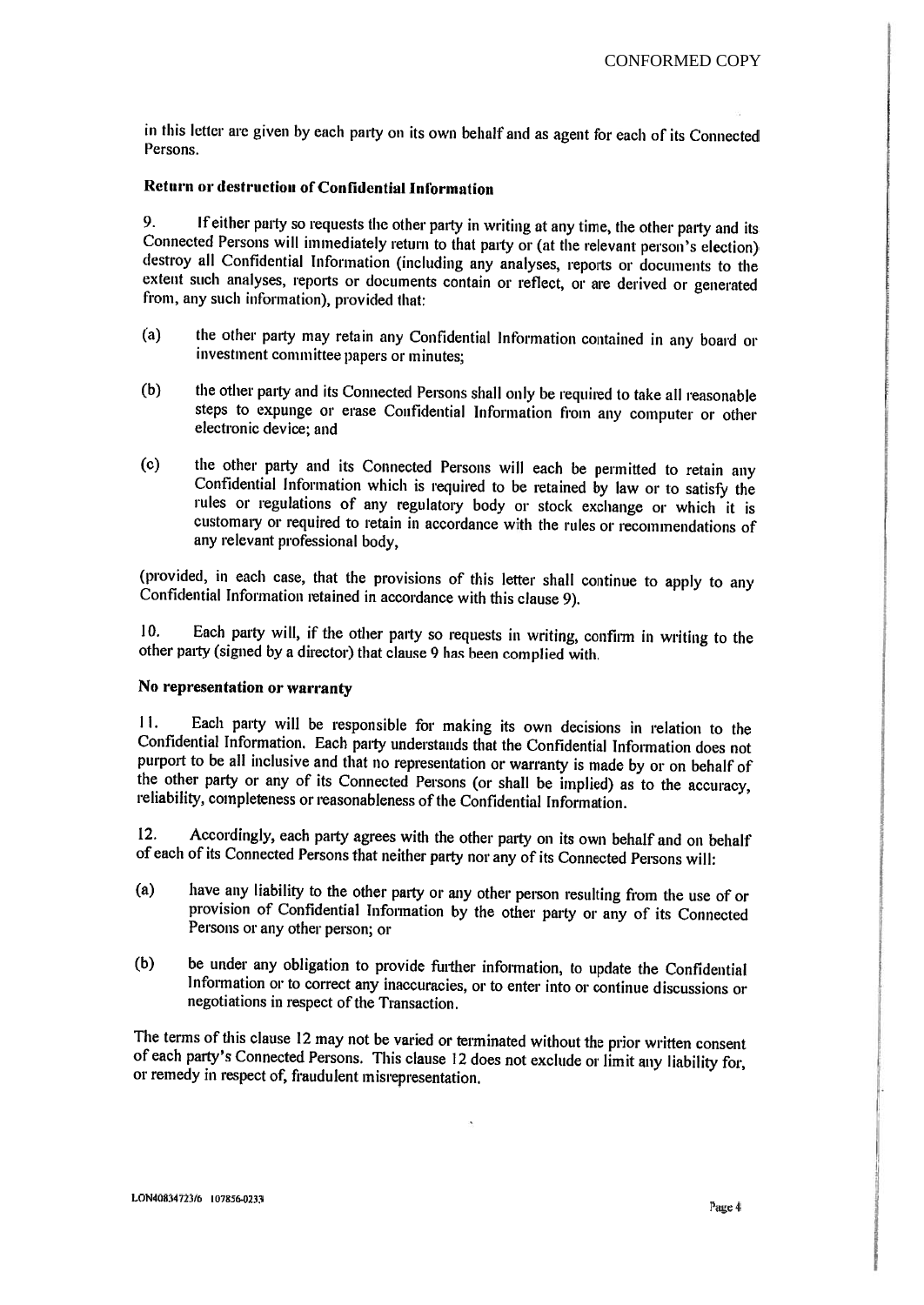in this letter are given by each party on its own behalf and as agent for each of its Connected Persons.

**Return or destruction of Confidential Information**

9. If either party so requests the other party in writing at any time, the other party and its Connected Persons will immediately return to that party or (at the relevant person's election) destroy all Confidential Information (including any analyses, reports or documents to the extent such analyses, reports or documents contain or reflect, or are derived or generated from, any such information), provided that:

(a) the other party may retain any Confidential Information contained in any board or investment committee papers or minutes;

(b) the other party and its Connected Persons shall only be required to take all reasonable steps to expunge or erase Confidential Information from any computer or other electronic device; and

(c) the other party and its Connected Persons will each be permitted to retain any Confidential Information which is required to be retained by law or to satisfy the rules or regulations of any regulatory body or stock exchange or which it is customary or required to retain in accordance with the rules or recommendations of any relevant professional body,

(provided, in each case, that the provisions of this letter shall continue to apply to any Confidential Information retained in accordance with this clause 9).

10. Each party will, if the other party so requests in writing, confirm in writing to the other party (signed by a director) that clause 9 has been complied with.

**No representation or warranty**

11. Each party will be responsible for making its own decisions in relation to the Confidential Information. Each party understands that the Confidential Information does not purport to be all inclusive and that no representation or warranty is made by or on behalf of the other party or any of its Connected Persons (or shall be implied) as to the accuracy, reliability, completeness or reasonableness of the Confidential Information.

12. Accordingly, each party agrees with the other party on its own behalf and on behalf of each of its Connected Persons that neither party nor any of its Connected Persons will:

(a) have any liability to the other party or any other person resulting from the use of or provision of Confidential Information by the other party or any of its Connected Persons or any other person; or

(b) be under any obligation to provide further information, to update the Confidential Information or to correct any inaccuracies, or to enter into or continue discussions or negotiations in respect of the Transaction.

The terms of this clause 12 may not be varied or terminated without the prior written consent of each party's Connected Persons. This clause 12 does not exclude or limit any liability for, or remedy in respect of, fraudulent misrepresentation.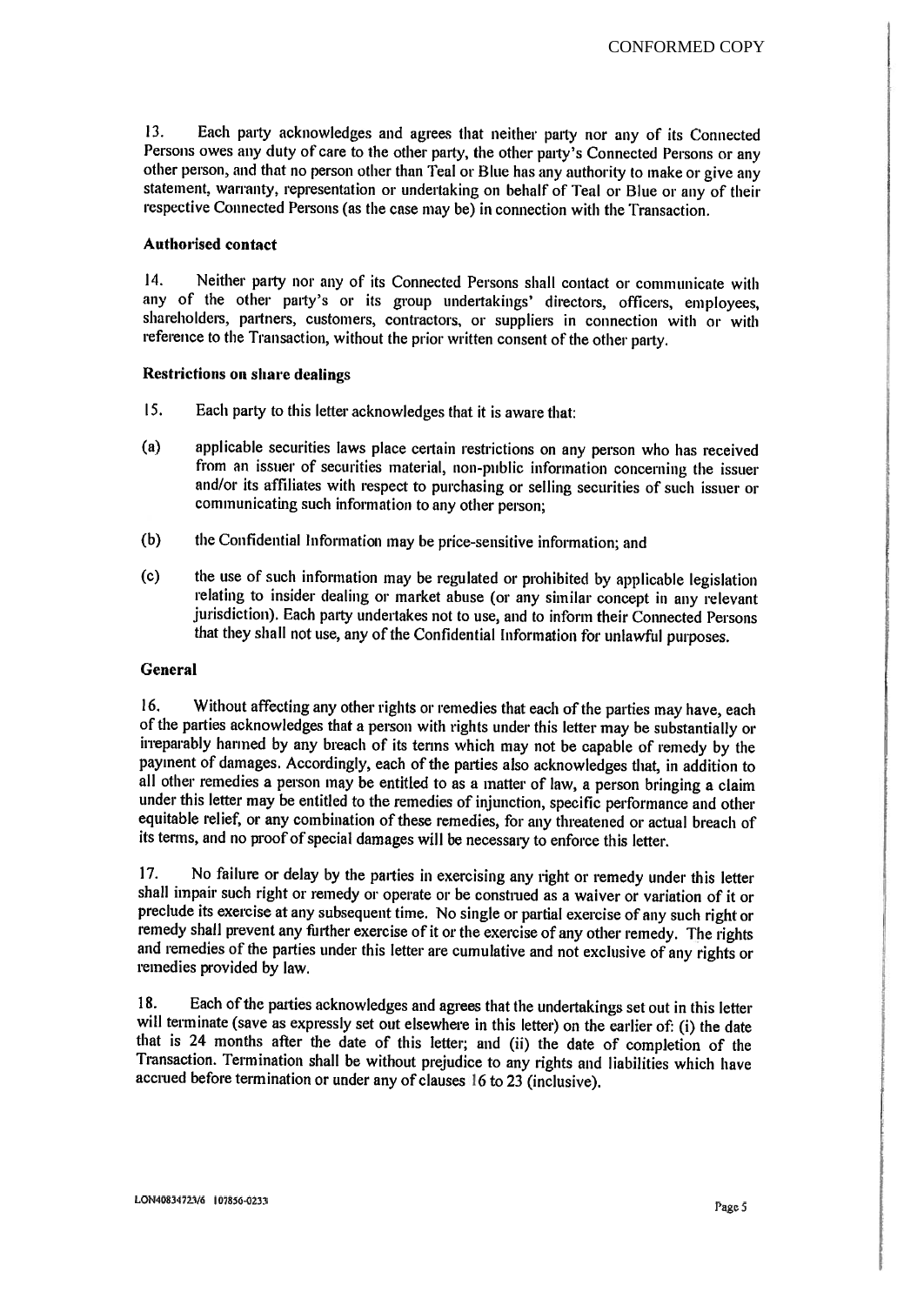13. Each party acknowledges and agrees that neither party nor any of its Connected Persons owes any duty of care to the other party, the other party's Connected Persons or any other person, and that no person other than Teal or Blue has any authority to make or give any statement, warranty, representation or undertaking on behalf of Teal or Blue or any of their respective Connected Persons (as the case may be) in connection with the Transaction.

**Authorised contact**

14. Neither party nor any of its Connected Persons shall contact or communicate with any of the other party's or its group undertakings' directors, officers, employees, shareholders, partners, customers, contractors, or suppliers in connection with or with reference to the Transaction, without the prior written consent of the other party.

**Restrictions on share dealings**

15. Each party to this letter acknowledges that it is aware that:

(a) applicable securities laws place certain restrictions on any person who has received from an issuer of securities material, non-public information concerning the issuer and/or its affiliates with respect to purchasing or selling securities of such issuer or communicating such information to any other person;

(b) the Confidential Information may be price-sensitive information; and

(c) the use of such information may be regulated or prohibited by applicable legislation relating to insider dealing or market abuse (or any similar concept in any relevant jurisdiction). Each party undertakes not to use, and to inform their Connected Persons that they shall not use, any of the Confidential Information for unlawful purposes.

**General**

16. Without affecting any other rights or remedies that each of the parties may have, each of the parties acknowledges that a person with rights under this letter may be substantially or irreparably harmed by any breach of its terms which may not be capable of remedy by the payment of damages. Accordingly, each of the parties also acknowledges that, in addition to all other remedies a person may be entitled to as a matter of law, a person bringing a claim under this letter may be entitled to the remedies of injunction, specific performance and other equitable relief, or any combination of these remedies, for any threatened or actual breach of its terms, and no proof of special damages will be necessary to enforce this letter.

17. No failure or delay by the parties in exercising any right or remedy under this letter shall impair such right or remedy or operate or be construed as a waiver or variation of it or preclude its exercise at any subsequent time. No single or partial exercise of any such right or remedy shall prevent any further exercise of it or the exercise of any other remedy. The rights and remedies of the parties under this letter are cumulative and not exclusive of any rights or remedies provided by law.

18. Each of the parties acknowledges and agrees that the undertakings set out in this letter will terminate (save as expressly set out elsewhere in this letter) on the earlier of: (i) the date that is 24 months after the date of this letter; and (ii) the date of completion of the Transaction. Termination shall be without prejudice to any rights and liabilities which have accrued before termination or under any of clauses 16 to 23 (inclusive).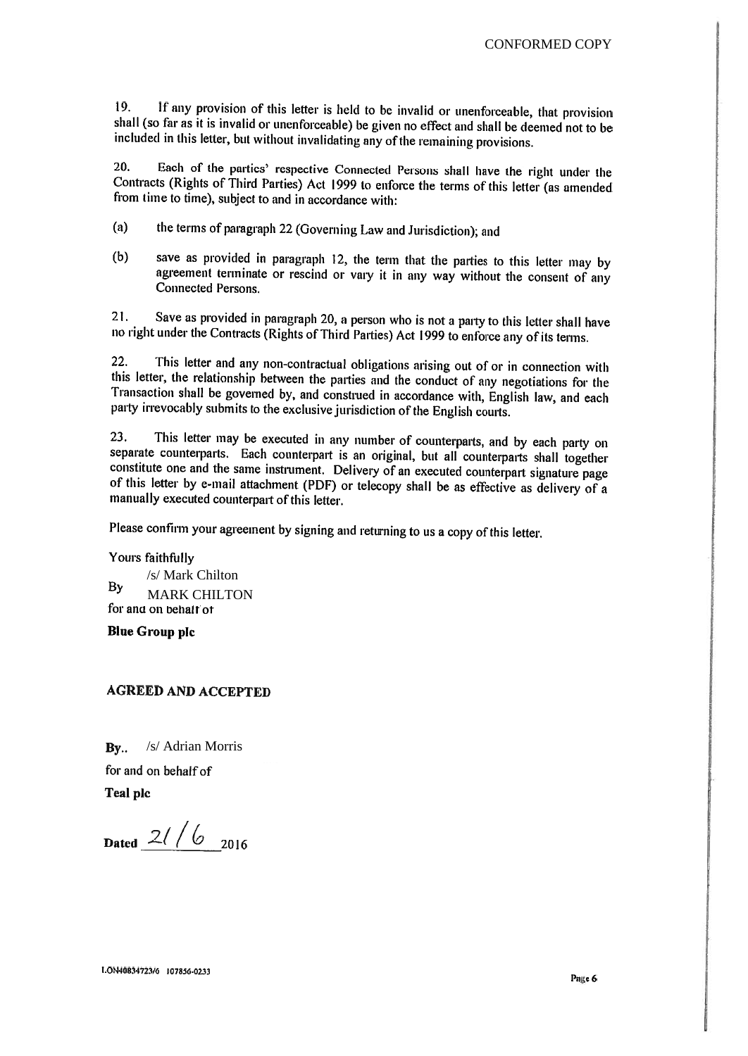CONFORMED COPY

19. If any provision of this letter is held to be invalid or unenforceable, that provision shall (so far as it is invalid or unenforceable) be given no effect and shall be deemed not to be included in this letter, but without invalidating any of the remaining provisions.

20. Each of the parties' respective Connected Persons shall have the right under the Contracts (Rights of Third Parties) Act 1999 to enforce the terms of this letter (as amended from time to time), subject to and in accordance with:

(a) the terms of paragraph 22 (Governing Law and Jurisdiction); and

(b) save as provided in paragraph 12, the term that the parties to this letter may by agreement terminate or rescind or vary it in any way without the consent of any Connected Persons.

21. Save as provided in paragraph 20, a person who is not a party to this letter shall have no right under the Contracts (Rights of Third Parties) Act 1999 to enforce any of its terms.

22. This letter and any non-contractual obligations arising out of or in connection with this letter, the relationship between the parties and the conduct of any negotiations for the Transaction shall be governed by, and construed in accordance with, English law, and each party irrevocably submits to the exclusive jurisdiction of the English courts.

23. This letter may be executed in any number of counterparts, and by each party on separate counterparts. Each counterpart is an original, but all counterparts shall together constitute one and the same instrument. Delivery of an executed counterpart signature page of this letter by e-mail attachment (PDF) or telecopy shall be as effective as delivery of a manually executed counterpart of this letter.

Please confirm your agreement by signing and returning to us a copy of this letter.

Yours faithfully

By /s/ Mark Chilton
MARK CHILTON
for and on behalf of

**Blue Group plc**

**AGREED AND ACCEPTED**

**By..** /s/ Adrian Morris

for and on behalf of

**Teal plc**

**Dated** 21 / 6 2016

LON40834723/6 107856-0233